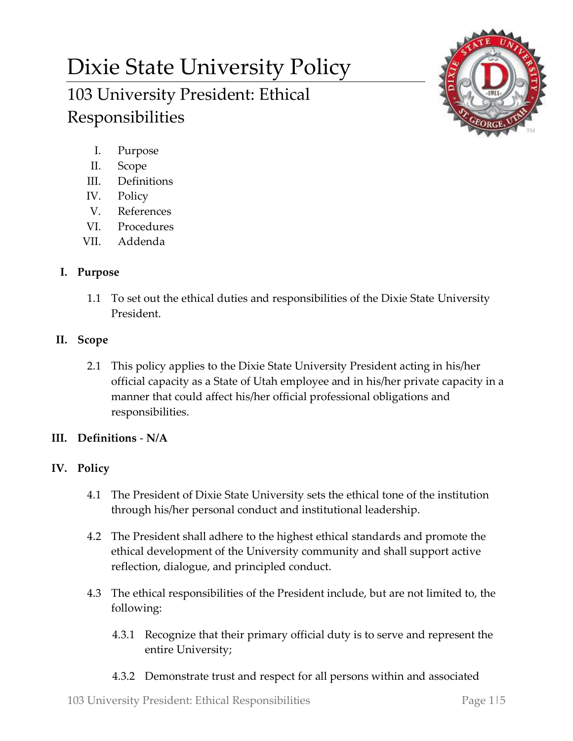# Dixie State University Policy

## 103 University President: Ethical Responsibilities

I. Purpose
II. Scope
III. Definitions
IV. Policy
V. References
VI. Procedures
VII. Addenda

### I. Purpose

1.1 To set out the ethical duties and responsibilities of the Dixie State University President.

### II. Scope

2.1 This policy applies to the Dixie State University President acting in his/her official capacity as a State of Utah employee and in his/her private capacity in a manner that could affect his/her official professional obligations and responsibilities.

### III. Definitions - N/A

### IV. Policy

4.1 The President of Dixie State University sets the ethical tone of the institution through his/her personal conduct and institutional leadership.

4.2 The President shall adhere to the highest ethical standards and promote the ethical development of the University community and shall support active reflection, dialogue, and principled conduct.

4.3 The ethical responsibilities of the President include, but are not limited to, the following:

4.3.1 Recognize that their primary official duty is to serve and represent the entire University;

4.3.2 Demonstrate trust and respect for all persons within and associated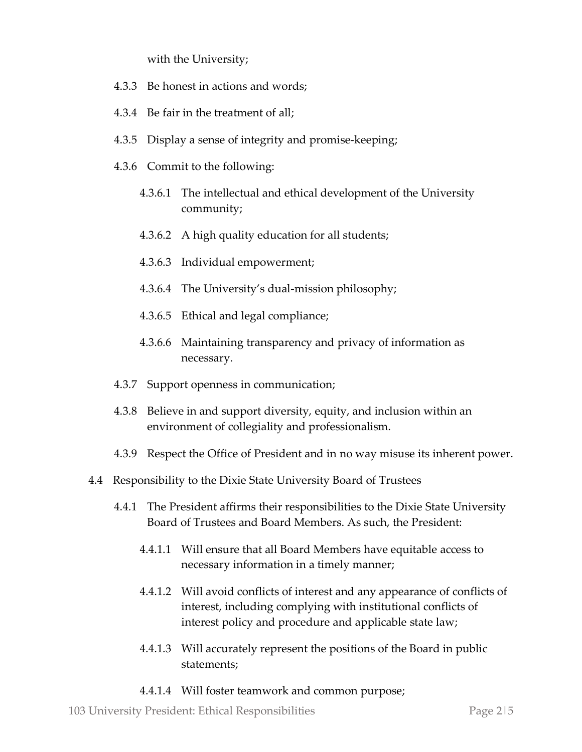with the University;

4.3.3 Be honest in actions and words;

4.3.4 Be fair in the treatment of all;

4.3.5 Display a sense of integrity and promise-keeping;

4.3.6 Commit to the following:

4.3.6.1 The intellectual and ethical development of the University community;

4.3.6.2 A high quality education for all students;

4.3.6.3 Individual empowerment;

4.3.6.4 The University's dual-mission philosophy;

4.3.6.5 Ethical and legal compliance;

4.3.6.6 Maintaining transparency and privacy of information as necessary.

4.3.7 Support openness in communication;

4.3.8 Believe in and support diversity, equity, and inclusion within an environment of collegiality and professionalism.

4.3.9 Respect the Office of President and in no way misuse its inherent power.

4.4 Responsibility to the Dixie State University Board of Trustees

4.4.1 The President affirms their responsibilities to the Dixie State University Board of Trustees and Board Members. As such, the President:

4.4.1.1 Will ensure that all Board Members have equitable access to necessary information in a timely manner;

4.4.1.2 Will avoid conflicts of interest and any appearance of conflicts of interest, including complying with institutional conflicts of interest policy and procedure and applicable state law;

4.4.1.3 Will accurately represent the positions of the Board in public statements;

4.4.1.4 Will foster teamwork and common purpose;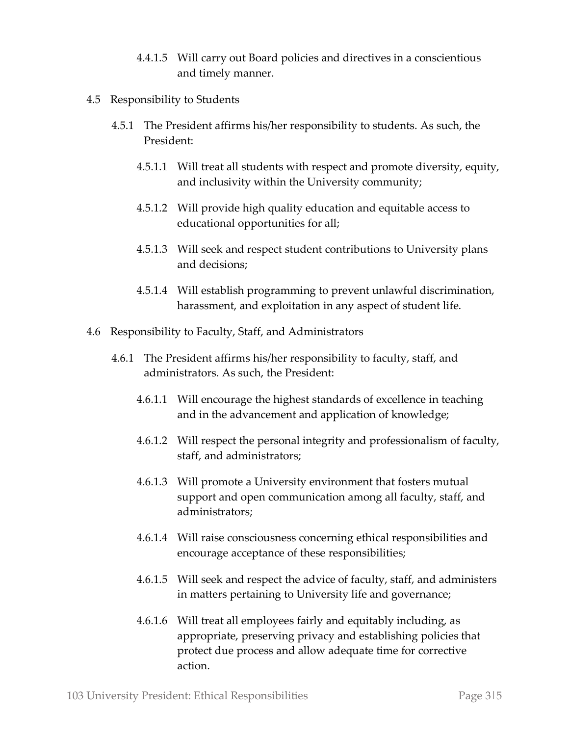4.4.1.5 Will carry out Board policies and directives in a conscientious and timely manner.

4.5 Responsibility to Students

4.5.1 The President affirms his/her responsibility to students. As such, the President:

4.5.1.1 Will treat all students with respect and promote diversity, equity, and inclusivity within the University community;

4.5.1.2 Will provide high quality education and equitable access to educational opportunities for all;

4.5.1.3 Will seek and respect student contributions to University plans and decisions;

4.5.1.4 Will establish programming to prevent unlawful discrimination, harassment, and exploitation in any aspect of student life.

4.6 Responsibility to Faculty, Staff, and Administrators

4.6.1 The President affirms his/her responsibility to faculty, staff, and administrators. As such, the President:

4.6.1.1 Will encourage the highest standards of excellence in teaching and in the advancement and application of knowledge;

4.6.1.2 Will respect the personal integrity and professionalism of faculty, staff, and administrators;

4.6.1.3 Will promote a University environment that fosters mutual support and open communication among all faculty, staff, and administrators;

4.6.1.4 Will raise consciousness concerning ethical responsibilities and encourage acceptance of these responsibilities;

4.6.1.5 Will seek and respect the advice of faculty, staff, and administers in matters pertaining to University life and governance;

4.6.1.6 Will treat all employees fairly and equitably including, as appropriate, preserving privacy and establishing policies that protect due process and allow adequate time for corrective action.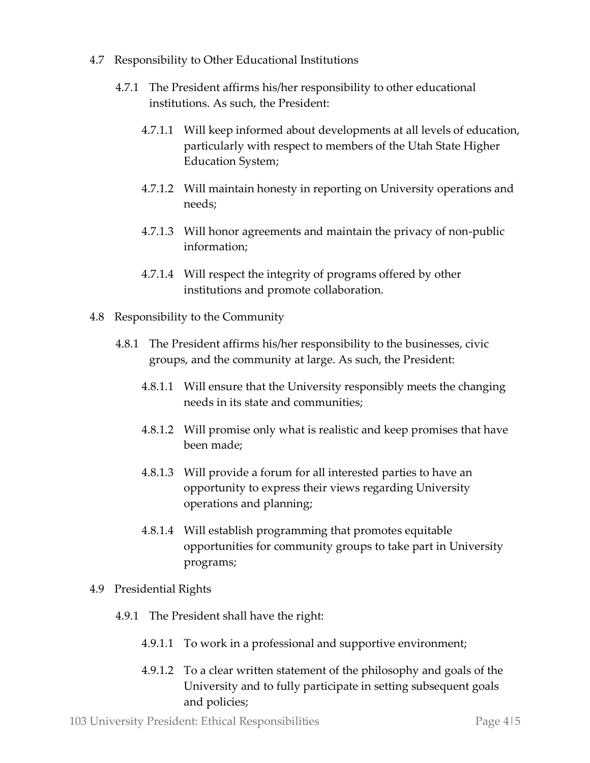4.7 Responsibility to Other Educational Institutions

4.7.1 The President affirms his/her responsibility to other educational institutions. As such, the President:

4.7.1.1 Will keep informed about developments at all levels of education, particularly with respect to members of the Utah State Higher Education System;

4.7.1.2 Will maintain honesty in reporting on University operations and needs;

4.7.1.3 Will honor agreements and maintain the privacy of non-public information;

4.7.1.4 Will respect the integrity of programs offered by other institutions and promote collaboration.

4.8 Responsibility to the Community

4.8.1 The President affirms his/her responsibility to the businesses, civic groups, and the community at large. As such, the President:

4.8.1.1 Will ensure that the University responsibly meets the changing needs in its state and communities;

4.8.1.2 Will promise only what is realistic and keep promises that have been made;

4.8.1.3 Will provide a forum for all interested parties to have an opportunity to express their views regarding University operations and planning;

4.8.1.4 Will establish programming that promotes equitable opportunities for community groups to take part in University programs;

4.9 Presidential Rights

4.9.1 The President shall have the right:

4.9.1.1 To work in a professional and supportive environment;

4.9.1.2 To a clear written statement of the philosophy and goals of the University and to fully participate in setting subsequent goals and policies;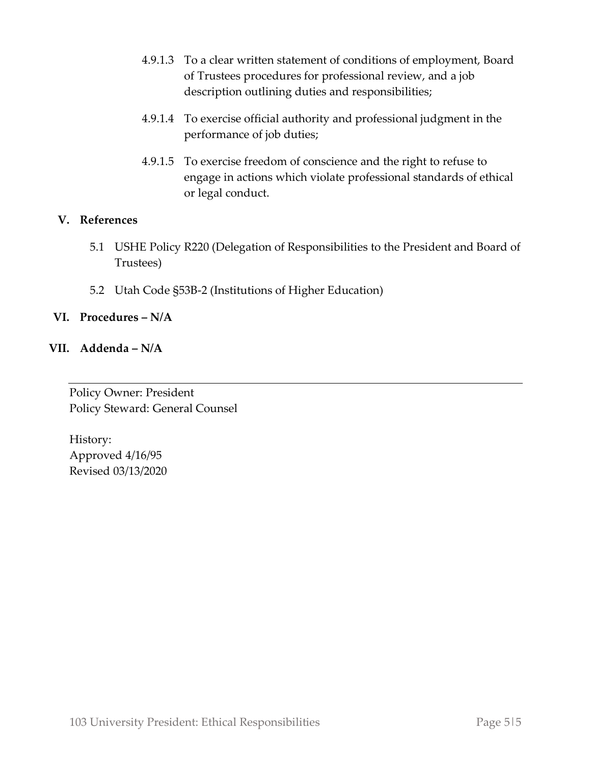4.9.1.3 To a clear written statement of conditions of employment, Board of Trustees procedures for professional review, and a job description outlining duties and responsibilities;

4.9.1.4 To exercise official authority and professional judgment in the performance of job duties;

4.9.1.5 To exercise freedom of conscience and the right to refuse to engage in actions which violate professional standards of ethical or legal conduct.

## V. References

5.1 USHE Policy R220 (Delegation of Responsibilities to the President and Board of Trustees)

5.2 Utah Code §53B-2 (Institutions of Higher Education)

## VI. Procedures – N/A

## VII. Addenda – N/A

---

Policy Owner: President
Policy Steward: General Counsel

History:
Approved 4/16/95
Revised 03/13/2020